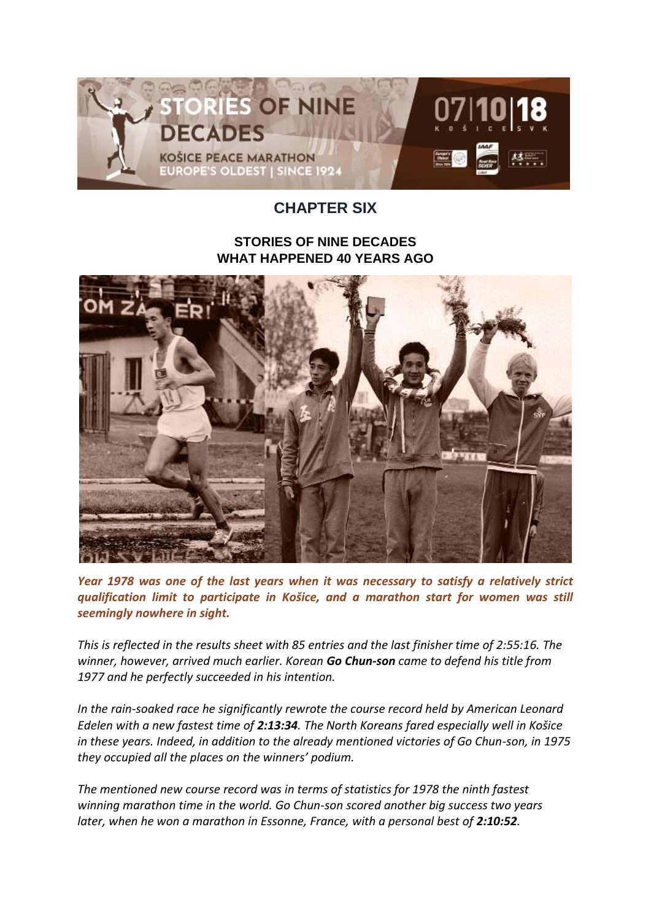# CHAPTER SIX

## STORIES OF NINE DECADES
## WHAT HAPPENED 40 YEARS AGO

***Year 1978 was one of the last years when it was necessary to satisfy a relatively strict qualification limit to participate in Košice, and a marathon start for women was still seemingly nowhere in sight.***

*This is reflected in the results sheet with 85 entries and the last finisher time of 2:55:16. The winner, however, arrived much earlier. Korean **Go Chun-son** came to defend his title from 1977 and he perfectly succeeded in his intention.*

*In the rain-soaked race he significantly rewrote the course record held by American Leonard Edelen with a new fastest time of **2:13:34**. The North Koreans fared especially well in Košice in these years. Indeed, in addition to the already mentioned victories of Go Chun-son, in 1975 they occupied all the places on the winners' podium.*

*The mentioned new course record was in terms of statistics for 1978 the ninth fastest winning marathon time in the world. Go Chun-son scored another big success two years later, when he won a marathon in Essonne, France, with a personal best of **2:10:52**.*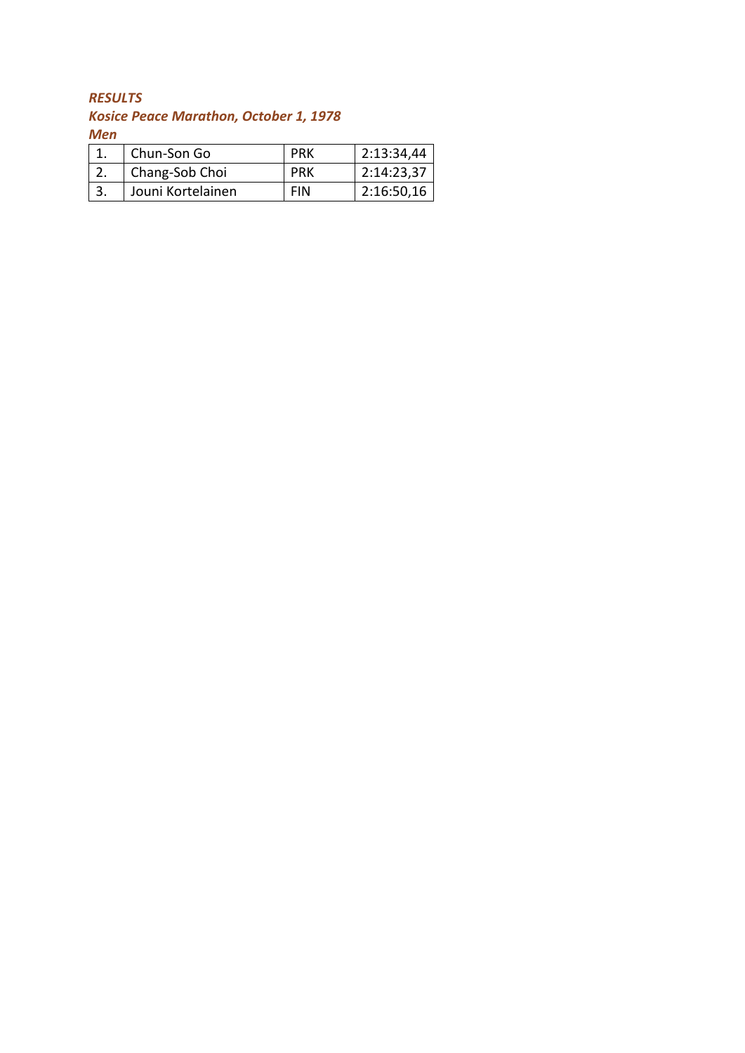***RESULTS***

***Kosice Peace Marathon, October 1, 1978***

***Men***

| | | | |
|---|---|---|---|
| 1. | Chun-Son Go | PRK | 2:13:34,44 |
| 2. | Chang-Sob Choi | PRK | 2:14:23,37 |
| 3. | Jouni Kortelainen | FIN | 2:16:50,16 |